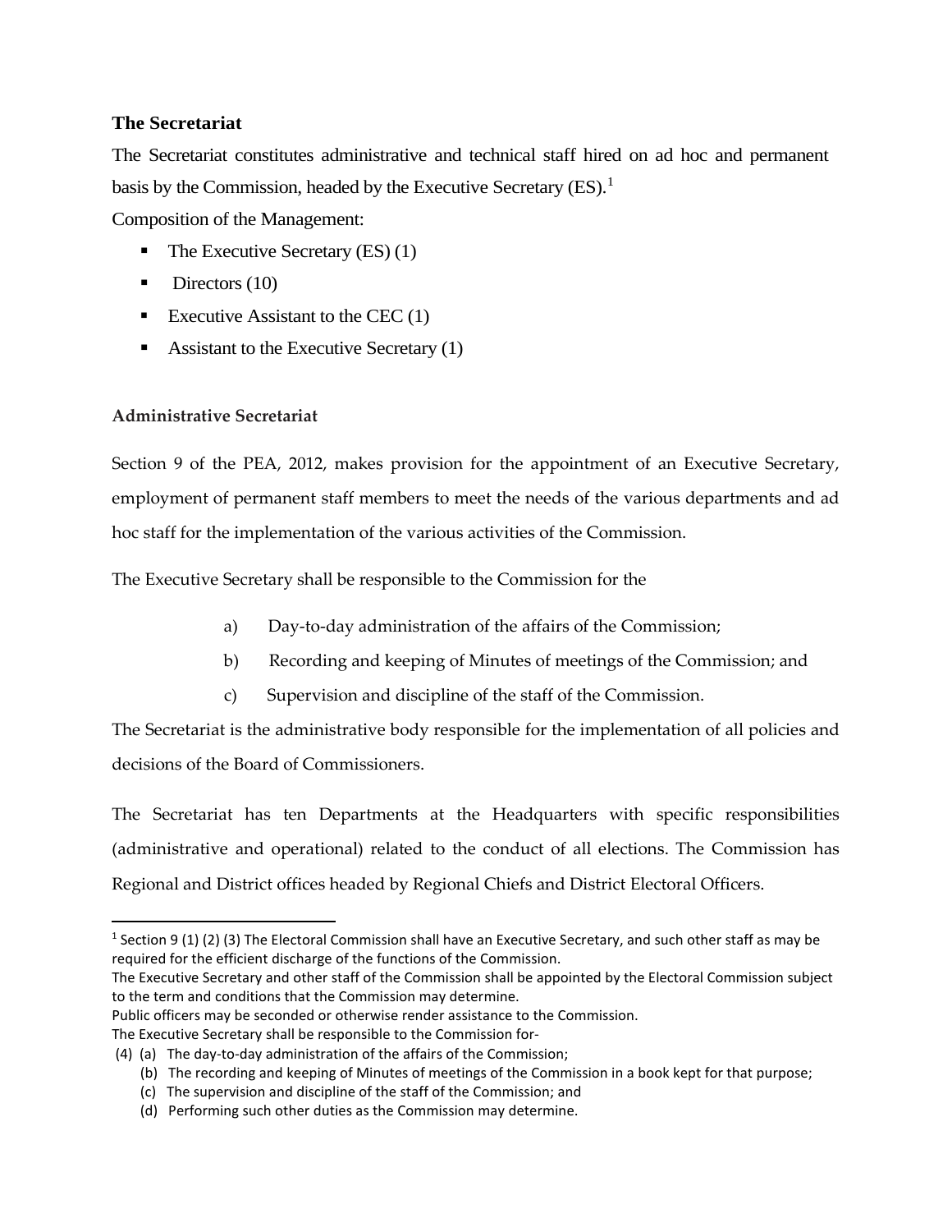### The Secretariat

The Secretariat constitutes administrative and technical staff hired on ad hoc and permanent basis by the Commission, headed by the Executive Secretary (ES).[1]

Composition of the Management:

- The Executive Secretary (ES) (1)
- Directors (10)
- Executive Assistant to the CEC (1)
- Assistant to the Executive Secretary (1)

#### Administrative Secretariat

Section 9 of the PEA, 2012, makes provision for the appointment of an Executive Secretary, employment of permanent staff members to meet the needs of the various departments and ad hoc staff for the implementation of the various activities of the Commission.

The Executive Secretary shall be responsible to the Commission for the

a) Day-to-day administration of the affairs of the Commission;

b) Recording and keeping of Minutes of meetings of the Commission; and

c) Supervision and discipline of the staff of the Commission.

The Secretariat is the administrative body responsible for the implementation of all policies and decisions of the Board of Commissioners.

The Secretariat has ten Departments at the Headquarters with specific responsibilities (administrative and operational) related to the conduct of all elections. The Commission has Regional and District offices headed by Regional Chiefs and District Electoral Officers.

---

[1] Section 9 (1) (2) (3) The Electoral Commission shall have an Executive Secretary, and such other staff as may be required for the efficient discharge of the functions of the Commission.
The Executive Secretary and other staff of the Commission shall be appointed by the Electoral Commission subject to the term and conditions that the Commission may determine.
Public officers may be seconded or otherwise render assistance to the Commission.
The Executive Secretary shall be responsible to the Commission for-
(4) (a) The day-to-day administration of the affairs of the Commission;
(b) The recording and keeping of Minutes of meetings of the Commission in a book kept for that purpose;
(c) The supervision and discipline of the staff of the Commission; and
(d) Performing such other duties as the Commission may determine.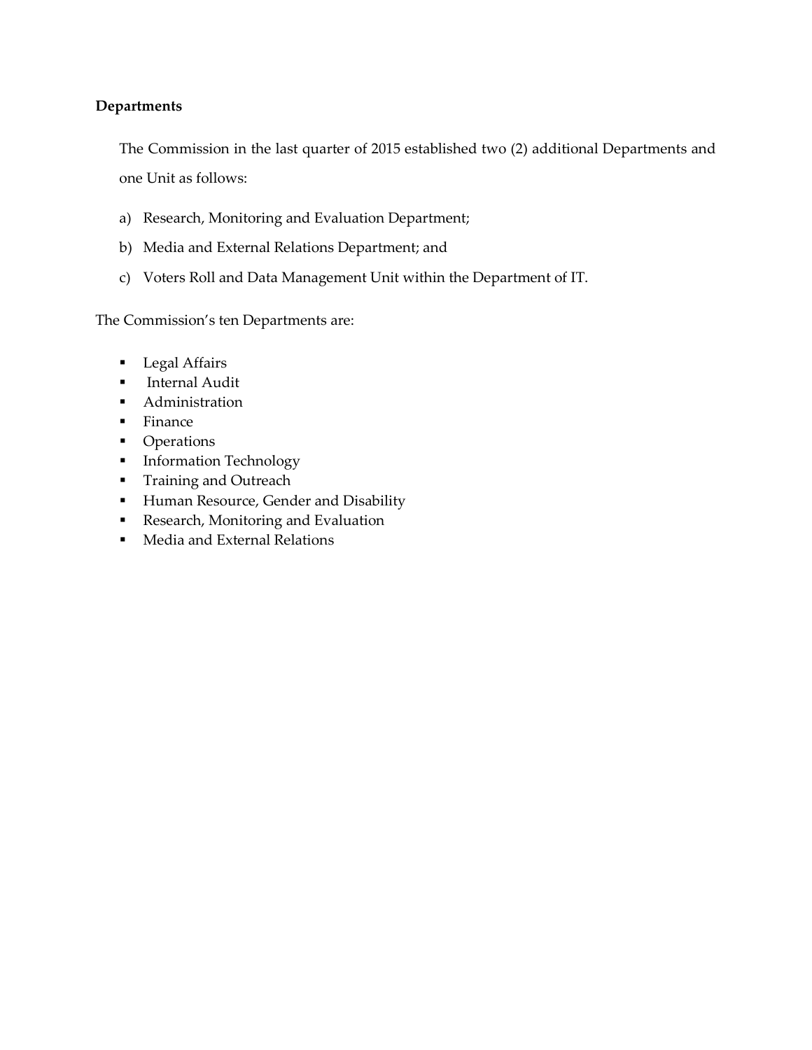**Departments**

The Commission in the last quarter of 2015 established two (2) additional Departments and one Unit as follows:

a) Research, Monitoring and Evaluation Department;

b) Media and External Relations Department; and

c) Voters Roll and Data Management Unit within the Department of IT.

The Commission's ten Departments are:

- Legal Affairs
- Internal Audit
- Administration
- Finance
- Operations
- Information Technology
- Training and Outreach
- Human Resource, Gender and Disability
- Research, Monitoring and Evaluation
- Media and External Relations